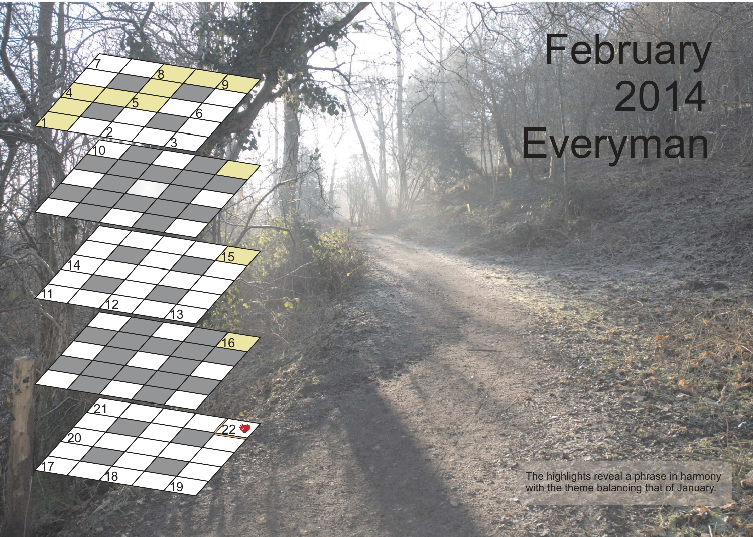# February 2014 Everyman

The highlights reveal a phrase in harmony with the theme balancing that of January.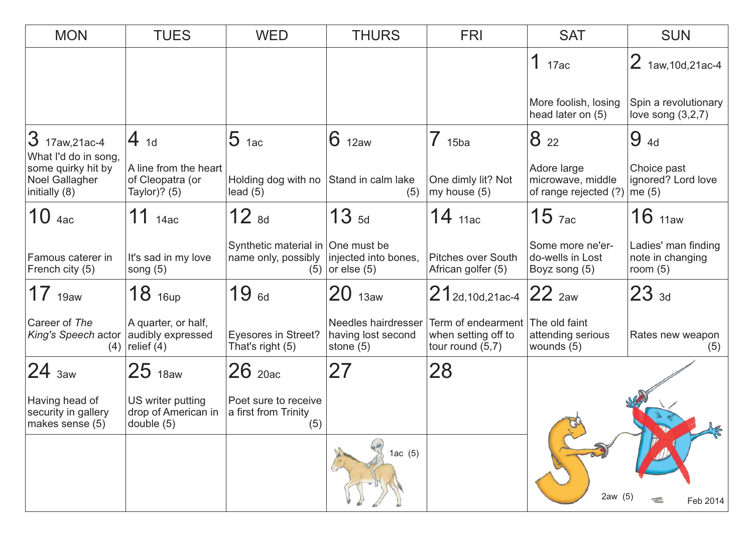| MON | TUES | WED | THURS | FRI | SAT | SUN |
|---|---|---|---|---|---|---|
| | | | | | 1 17ac<br><br>More foolish, losing head later on (5) | 2 1aw,10d,21ac-4<br><br>Spin a revolutionary love song (3,2,7) |
| 3 17aw,21ac-4<br>What I'd do in song, some quirky hit by Noel Gallagher initially (8) | 4 1d<br><br>A line from the heart of Cleopatra (or Taylor)? (5) | 5 1ac<br><br>Holding dog with no lead (5) | 6 12aw<br><br>Stand in calm lake (5) | 7 15ba<br><br>One dimly lit? Not my house (5) | 8 22<br><br>Adore large microwave, middle of range rejected (?) | 9 4d<br><br>Choice past ignored? Lord love me (5) |
| 10 4ac<br><br>Famous caterer in French city (5) | 11 14ac<br><br>It's sad in my love song (5) | 12 8d<br><br>Synthetic material in name only, possibly (5) | 13 5d<br><br>One must be injected into bones, or else (5) | 14 11ac<br><br>Pitches over South African golfer (5) | 15 7ac<br><br>Some more ne'er-do-wells in Lost Boyz song (5) | 16 11aw<br><br>Ladies' man finding note in changing room (5) |
| 17 19aw<br><br>Career of *The King's Speech* actor (4) | 18 16up<br><br>A quarter, or half, audibly expressed relief (4) | 19 6d<br><br>Eyesores in Street? That's right (5) | 20 13aw<br><br>Needles hairdresser having lost second stone (5) | 21 2d,10d,21ac-4<br><br>Term of endearment when setting off to tour round (5,7) | 22 2aw<br><br>The old faint attending serious wounds (5) | 23 3d<br><br>Rates new weapon (5) |
| 24 3aw<br><br>Having head of security in gallery makes sense (5) | 25 18aw<br><br>US writer putting drop of American in double (5) | 26 20ac<br><br>Poet sure to receive a first from Trinity (5) | 27 | 28 | | |
| | | | 1ac (5) | | 2aw (5) | Feb 2014 |